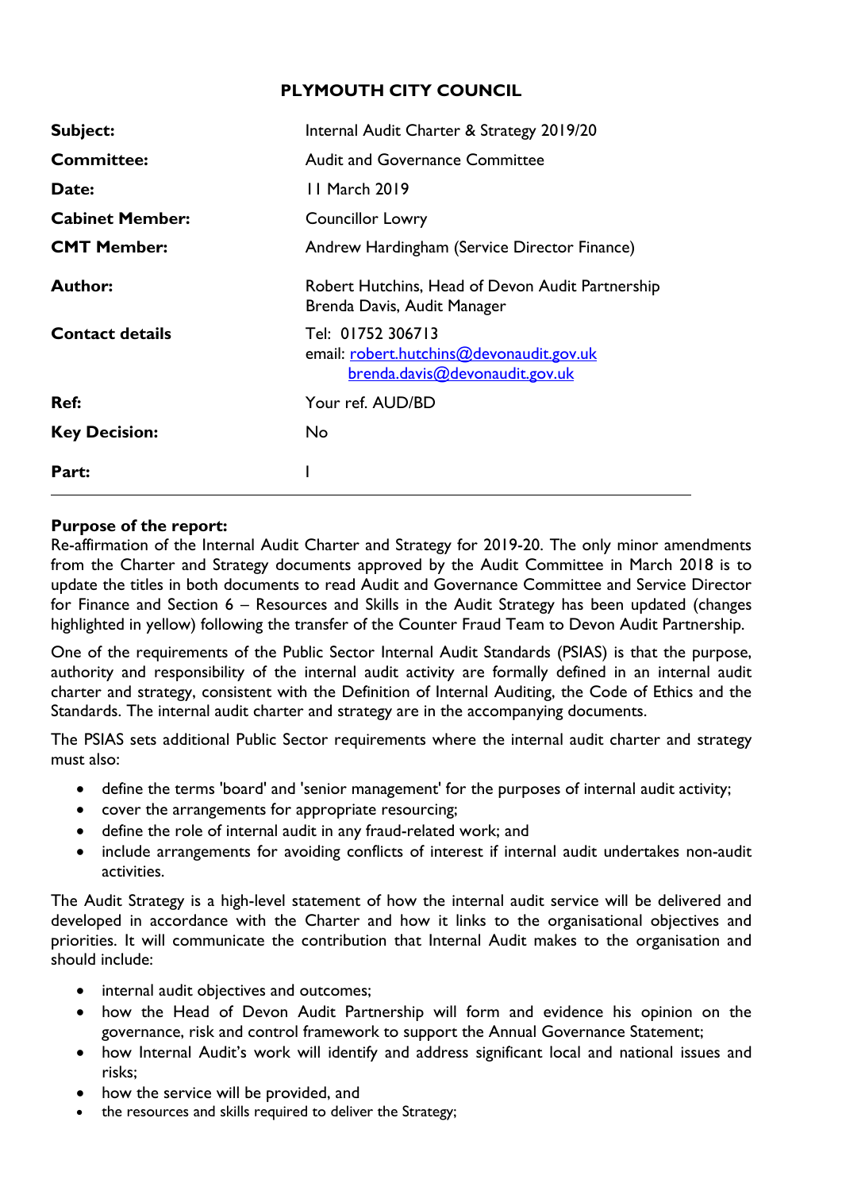# PLYMOUTH CITY COUNCIL

| | |
|---|---|
| **Subject:** | Internal Audit Charter & Strategy 2019/20 |
| **Committee:** | Audit and Governance Committee |
| **Date:** | 11 March 2019 |
| **Cabinet Member:** | Councillor Lowry |
| **CMT Member:** | Andrew Hardingham (Service Director Finance) |
| **Author:** | Robert Hutchins, Head of Devon Audit Partnership<br>Brenda Davis, Audit Manager |
| **Contact details** | Tel: 01752 306713<br>email: robert.hutchins@devonaudit.gov.uk<br>brenda.davis@devonaudit.gov.uk |
| **Ref:** | Your ref. AUD/BD |
| **Key Decision:** | No |
| **Part:** | I |

**Purpose of the report:**

Re-affirmation of the Internal Audit Charter and Strategy for 2019-20. The only minor amendments from the Charter and Strategy documents approved by the Audit Committee in March 2018 is to update the titles in both documents to read Audit and Governance Committee and Service Director for Finance and Section 6 – Resources and Skills in the Audit Strategy has been updated (changes highlighted in yellow) following the transfer of the Counter Fraud Team to Devon Audit Partnership.

One of the requirements of the Public Sector Internal Audit Standards (PSIAS) is that the purpose, authority and responsibility of the internal audit activity are formally defined in an internal audit charter and strategy, consistent with the Definition of Internal Auditing, the Code of Ethics and the Standards. The internal audit charter and strategy are in the accompanying documents.

The PSIAS sets additional Public Sector requirements where the internal audit charter and strategy must also:

- define the terms 'board' and 'senior management' for the purposes of internal audit activity;
- cover the arrangements for appropriate resourcing;
- define the role of internal audit in any fraud-related work; and
- include arrangements for avoiding conflicts of interest if internal audit undertakes non-audit activities.

The Audit Strategy is a high-level statement of how the internal audit service will be delivered and developed in accordance with the Charter and how it links to the organisational objectives and priorities. It will communicate the contribution that Internal Audit makes to the organisation and should include:

- internal audit objectives and outcomes;
- how the Head of Devon Audit Partnership will form and evidence his opinion on the governance, risk and control framework to support the Annual Governance Statement;
- how Internal Audit's work will identify and address significant local and national issues and risks;
- how the service will be provided, and
- the resources and skills required to deliver the Strategy;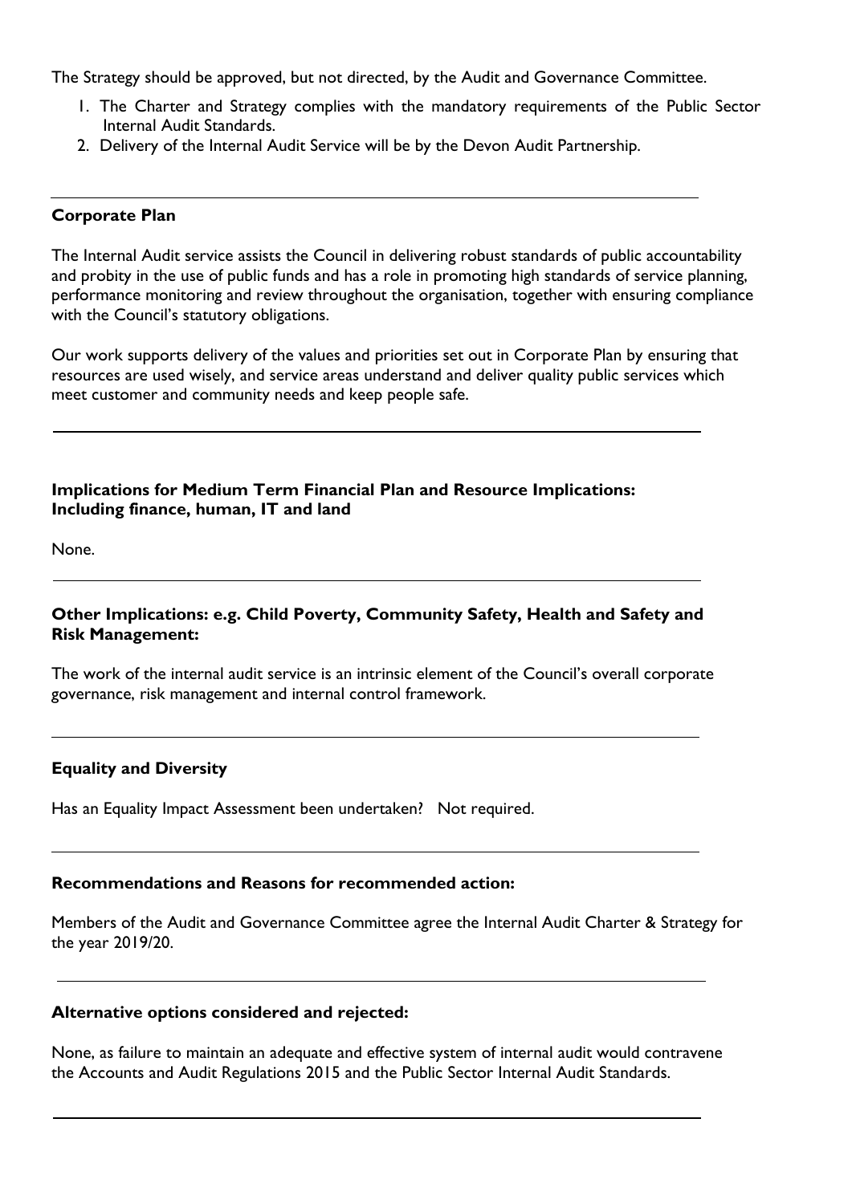The Strategy should be approved, but not directed, by the Audit and Governance Committee.

1. The Charter and Strategy complies with the mandatory requirements of the Public Sector Internal Audit Standards.
2. Delivery of the Internal Audit Service will be by the Devon Audit Partnership.

---

**Corporate Plan**

The Internal Audit service assists the Council in delivering robust standards of public accountability and probity in the use of public funds and has a role in promoting high standards of service planning, performance monitoring and review throughout the organisation, together with ensuring compliance with the Council's statutory obligations.

Our work supports delivery of the values and priorities set out in Corporate Plan by ensuring that resources are used wisely, and service areas understand and deliver quality public services which meet customer and community needs and keep people safe.

---

**Implications for Medium Term Financial Plan and Resource Implications: Including finance, human, IT and land**

None.

---

**Other Implications: e.g. Child Poverty, Community Safety, Health and Safety and Risk Management:**

The work of the internal audit service is an intrinsic element of the Council's overall corporate governance, risk management and internal control framework.

---

**Equality and Diversity**

Has an Equality Impact Assessment been undertaken? Not required.

---

**Recommendations and Reasons for recommended action:**

Members of the Audit and Governance Committee agree the Internal Audit Charter & Strategy for the year 2019/20.

---

**Alternative options considered and rejected:**

None, as failure to maintain an adequate and effective system of internal audit would contravene the Accounts and Audit Regulations 2015 and the Public Sector Internal Audit Standards.

---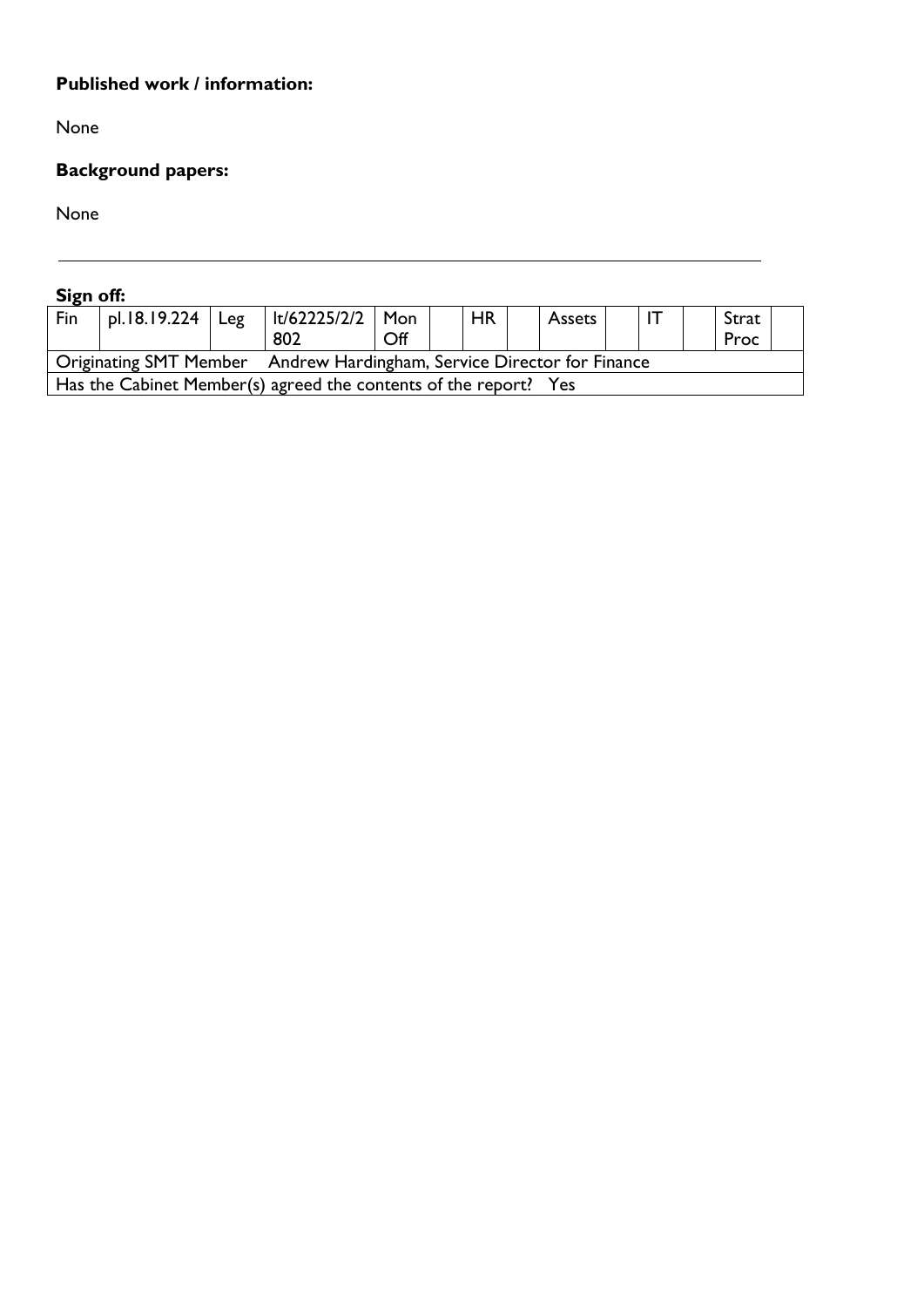**Published work / information:**

None

**Background papers:**

None

---

**Sign off:**

| | | | | | | | | | | | | | |
|---|---|---|---|---|---|---|---|---|---|---|---|---|---|
| Fin | pl.18.19.224 | Leg | lt/62225/2/2802 | Mon Off | | HR | | Assets | | IT | | Strat Proc | |
| Originating SMT Member | Andrew Hardingham, Service Director for Finance | | | | | | | | | | | | |
| Has the Cabinet Member(s) agreed the contents of the report? | Yes | | | | | | | | | | | | |